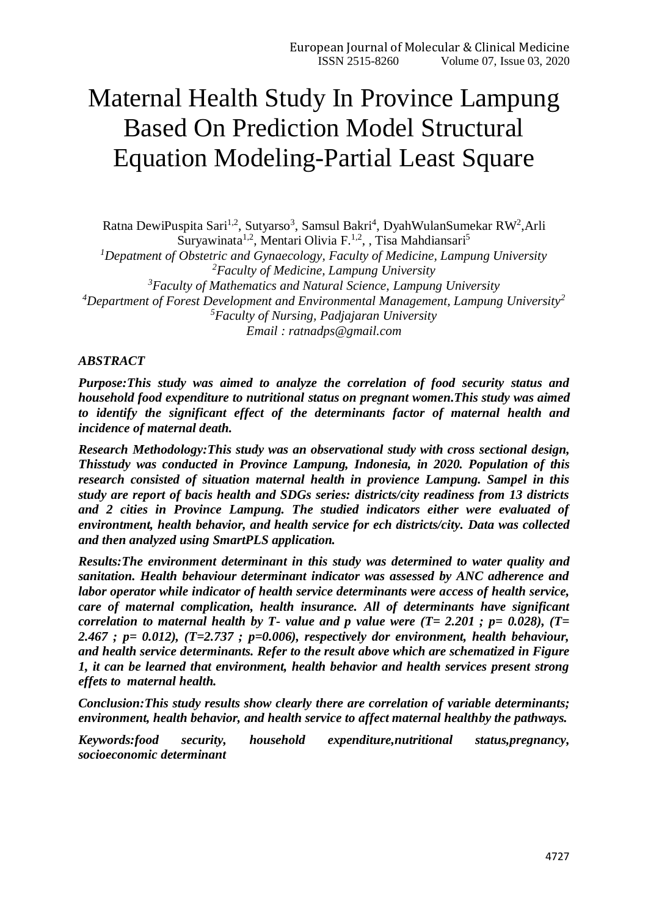# Maternal Health Study In Province Lampung Based On Prediction Model Structural Equation Modeling-Partial Least Square

Ratna DewiPuspita Sari[1,2], Sutyarso[3], Samsul Bakri[4], DyahWulanSumekar RW[2],Arli Suryawinata[1,2], Mentari Olivia F.[1,2], , Tisa Mahdiansari[5]

[1]*Depatment of Obstetric and Gynaecology, Faculty of Medicine, Lampung University*
[2]*Faculty of Medicine, Lampung University*
[3]*Faculty of Mathematics and Natural Science, Lampung University*
[4]*Department of Forest Development and Environmental Management, Lampung University*[2]
[5]*Faculty of Nursing, Padjajaran University*
*Email : ratnadps@gmail.com*

## *ABSTRACT*

***Purpose:This study was aimed to analyze the correlation of food security status and household food expenditure to nutritional status on pregnant women.This study was aimed to identify the significant effect of the determinants factor of maternal health and incidence of maternal death.***

***Research Methodology:This study was an observational study with cross sectional design, Thisstudy was conducted in Province Lampung, Indonesia, in 2020. Population of this research consisted of situation maternal health in provience Lampung. Sampel in this study are report of bacis health and SDGs series: districts/city readiness from 13 districts and 2 cities in Province Lampung. The studied indicators either were evaluated of environtment, health behavior, and health service for ech districts/city. Data was collected and then analyzed using SmartPLS application.***

***Results:The environment determinant in this study was determined to water quality and sanitation. Health behaviour determinant indicator was assessed by ANC adherence and labor operator while indicator of health service determinants were access of health service, care of maternal complication, health insurance. All of determinants have significant correlation to maternal health by T- value and p value were (T= 2.201 ; p= 0.028), (T= 2.467 ; p= 0.012), (T=2.737 ; p=0.006), respectively dor environment, health behaviour, and health service determinants. Refer to the result above which are schematized in Figure 1, it can be learned that environment, health behavior and health services present strong effets to maternal health.***

***Conclusion:This study results show clearly there are correlation of variable determinants; environment, health behavior, and health service to affect maternal healthby the pathways.***

***Keywords:food security, household expenditure,nutritional status,pregnancy, socioeconomic determinant***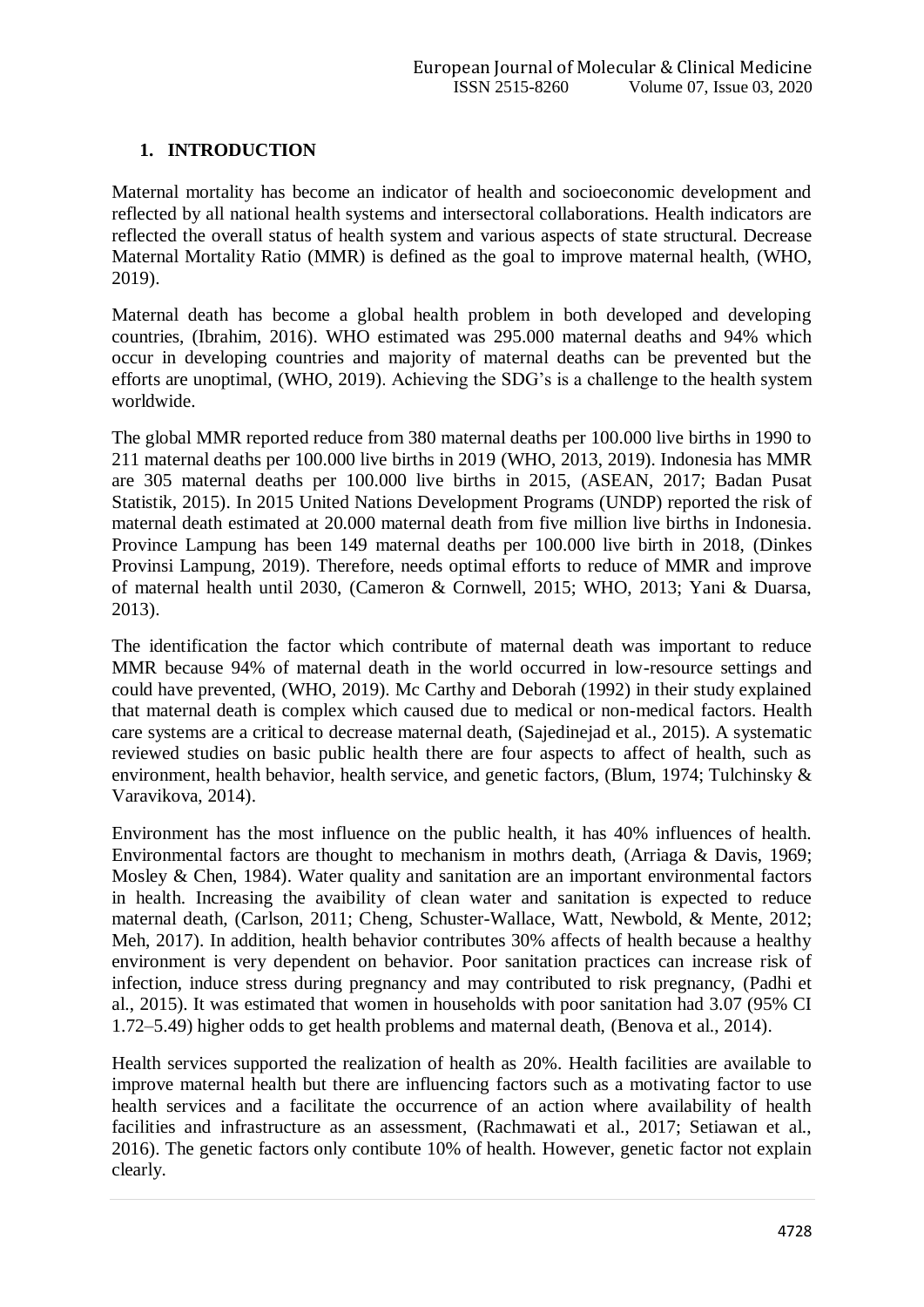## 1. INTRODUCTION

Maternal mortality has become an indicator of health and socioeconomic development and reflected by all national health systems and intersectoral collaborations. Health indicators are reflected the overall status of health system and various aspects of state structural. Decrease Maternal Mortality Ratio (MMR) is defined as the goal to improve maternal health, (WHO, 2019).

Maternal death has become a global health problem in both developed and developing countries, (Ibrahim, 2016). WHO estimated was 295.000 maternal deaths and 94% which occur in developing countries and majority of maternal deaths can be prevented but the efforts are unoptimal, (WHO, 2019). Achieving the SDG's is a challenge to the health system worldwide.

The global MMR reported reduce from 380 maternal deaths per 100.000 live births in 1990 to 211 maternal deaths per 100.000 live births in 2019 (WHO, 2013, 2019). Indonesia has MMR are 305 maternal deaths per 100.000 live births in 2015, (ASEAN, 2017; Badan Pusat Statistik, 2015). In 2015 United Nations Development Programs (UNDP) reported the risk of maternal death estimated at 20.000 maternal death from five million live births in Indonesia. Province Lampung has been 149 maternal deaths per 100.000 live birth in 2018, (Dinkes Provinsi Lampung, 2019). Therefore, needs optimal efforts to reduce of MMR and improve of maternal health until 2030, (Cameron & Cornwell, 2015; WHO, 2013; Yani & Duarsa, 2013).

The identification the factor which contribute of maternal death was important to reduce MMR because 94% of maternal death in the world occurred in low-resource settings and could have prevented, (WHO, 2019). Mc Carthy and Deborah (1992) in their study explained that maternal death is complex which caused due to medical or non-medical factors. Health care systems are a critical to decrease maternal death, (Sajedinejad et al., 2015). A systematic reviewed studies on basic public health there are four aspects to affect of health, such as environment, health behavior, health service, and genetic factors, (Blum, 1974; Tulchinsky & Varavikova, 2014).

Environment has the most influence on the public health, it has 40% influences of health. Environmental factors are thought to mechanism in mothrs death, (Arriaga & Davis, 1969; Mosley & Chen, 1984). Water quality and sanitation are an important environmental factors in health. Increasing the avaibility of clean water and sanitation is expected to reduce maternal death, (Carlson, 2011; Cheng, Schuster-Wallace, Watt, Newbold, & Mente, 2012; Meh, 2017). In addition, health behavior contributes 30% affects of health because a healthy environment is very dependent on behavior. Poor sanitation practices can increase risk of infection, induce stress during pregnancy and may contributed to risk pregnancy, (Padhi et al., 2015). It was estimated that women in households with poor sanitation had 3.07 (95% CI 1.72–5.49) higher odds to get health problems and maternal death, (Benova et al., 2014).

Health services supported the realization of health as 20%. Health facilities are available to improve maternal health but there are influencing factors such as a motivating factor to use health services and a facilitate the occurrence of an action where availability of health facilities and infrastructure as an assessment, (Rachmawati et al., 2017; Setiawan et al., 2016). The genetic factors only contibute 10% of health. However, genetic factor not explain clearly.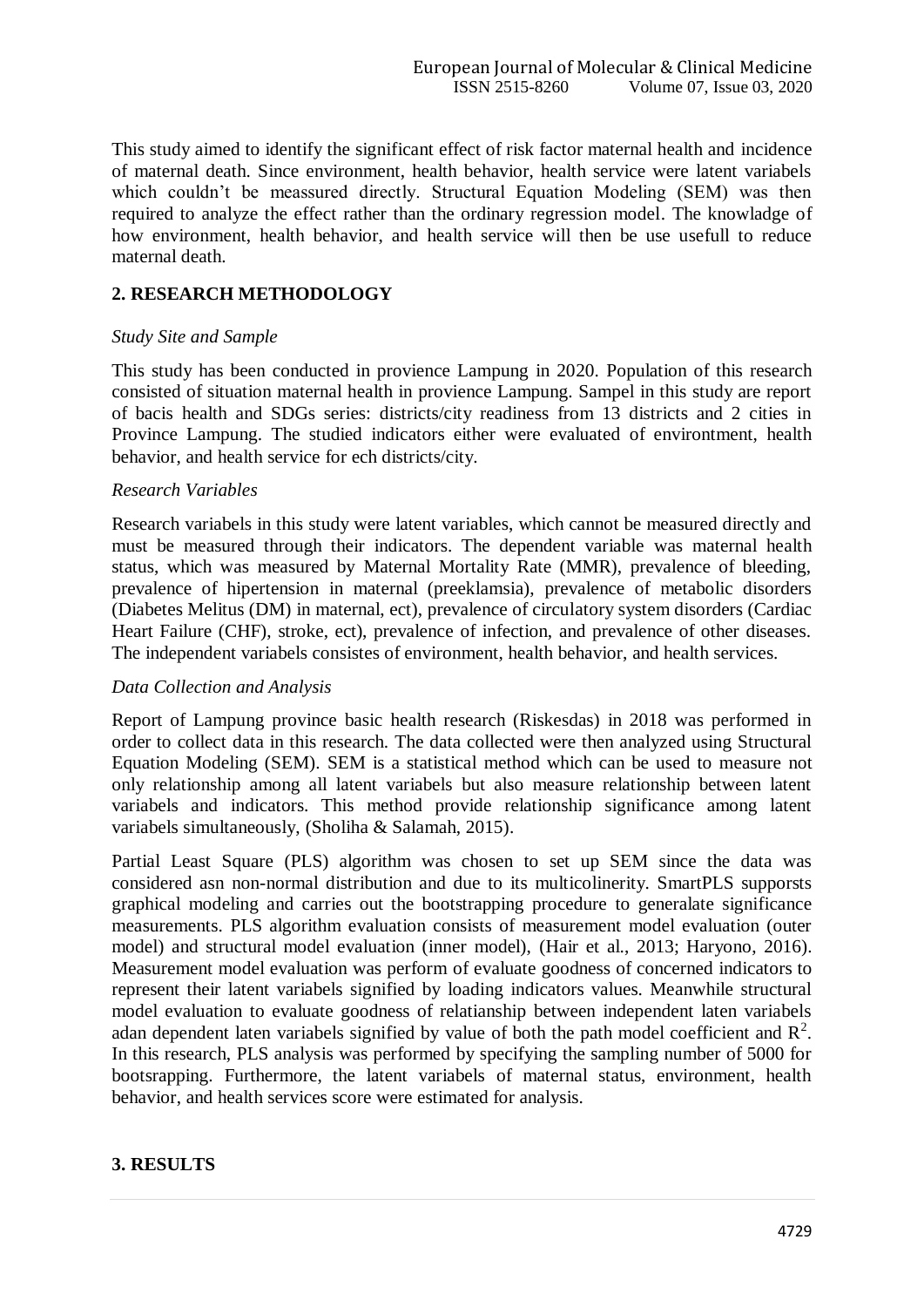This study aimed to identify the significant effect of risk factor maternal health and incidence of maternal death. Since environment, health behavior, health service were latent variabels which couldn't be meassured directly. Structural Equation Modeling (SEM) was then required to analyze the effect rather than the ordinary regression model. The knowladge of how environment, health behavior, and health service will then be use usefull to reduce maternal death.

## 2. RESEARCH METHODOLOGY

*Study Site and Sample*

This study has been conducted in provience Lampung in 2020. Population of this research consisted of situation maternal health in provience Lampung. Sampel in this study are report of bacis health and SDGs series: districts/city readiness from 13 districts and 2 cities in Province Lampung. The studied indicators either were evaluated of environtment, health behavior, and health service for ech districts/city.

*Research Variables*

Research variabels in this study were latent variables, which cannot be measured directly and must be measured through their indicators. The dependent variable was maternal health status, which was measured by Maternal Mortality Rate (MMR), prevalence of bleeding, prevalence of hipertension in maternal (preeklamsia), prevalence of metabolic disorders (Diabetes Melitus (DM) in maternal, ect), prevalence of circulatory system disorders (Cardiac Heart Failure (CHF), stroke, ect), prevalence of infection, and prevalence of other diseases. The independent variabels consistes of environment, health behavior, and health services.

*Data Collection and Analysis*

Report of Lampung province basic health research (Riskesdas) in 2018 was performed in order to collect data in this research. The data collected were then analyzed using Structural Equation Modeling (SEM). SEM is a statistical method which can be used to measure not only relationship among all latent variabels but also measure relationship between latent variabels and indicators. This method provide relationship significance among latent variabels simultaneously, (Sholiha & Salamah, 2015).

Partial Least Square (PLS) algorithm was chosen to set up SEM since the data was considered asn non-normal distribution and due to its multicolinerity. SmartPLS supporsts graphical modeling and carries out the bootstrapping procedure to generalate significance measurements. PLS algorithm evaluation consists of measurement model evaluation (outer model) and structural model evaluation (inner model), (Hair et al., 2013; Haryono, 2016). Measurement model evaluation was perform of evaluate goodness of concerned indicators to represent their latent variabels signified by loading indicators values. Meanwhile structural model evaluation to evaluate goodness of relatianship between independent laten variabels adan dependent laten variabels signified by value of both the path model coefficient and $R^2$. In this research, PLS analysis was performed by specifying the sampling number of 5000 for bootsrapping. Furthermore, the latent variabels of maternal status, environment, health behavior, and health services score were estimated for analysis.

## 3. RESULTS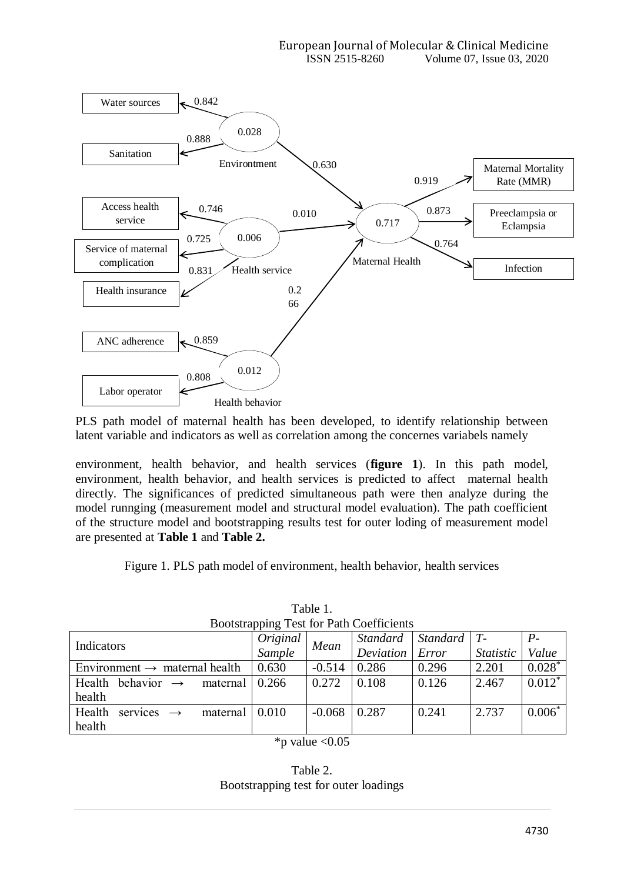PLS path model of maternal health has been developed, to identify relationship between latent variable and indicators as well as correlation among the concernes variabels namely

environment, health behavior, and health services (**figure 1**). In this path model, environment, health behavior, and health services is predicted to affect maternal health directly. The significances of predicted simultaneous path were then analyze during the model runnging (measurement model and structural model evaluation). The path coefficient of the structure model and bootstrapping results test for outer loding of measurement model are presented at **Table 1** and **Table 2.**

Figure 1. PLS path model of environment, health behavior, health services

Table 1.
Bootstrapping Test for Path Coefficients

| Indicators | *Original Sample* | *Mean* | *Standard Deviation* | *Standard Error* | *T-Statistic* | *P-Value* |
|---|---|---|---|---|---|---|
| Environment → maternal health | 0.630 | -0.514 | 0.286 | 0.296 | 2.201 | 0.028* |
| Health behavior → maternal health | 0.266 | 0.272 | 0.108 | 0.126 | 2.467 | 0.012* |
| Health services → maternal health | 0.010 | -0.068 | 0.287 | 0.241 | 2.737 | 0.006* |

*p value <0.05

Table 2.
Bootstrapping test for outer loadings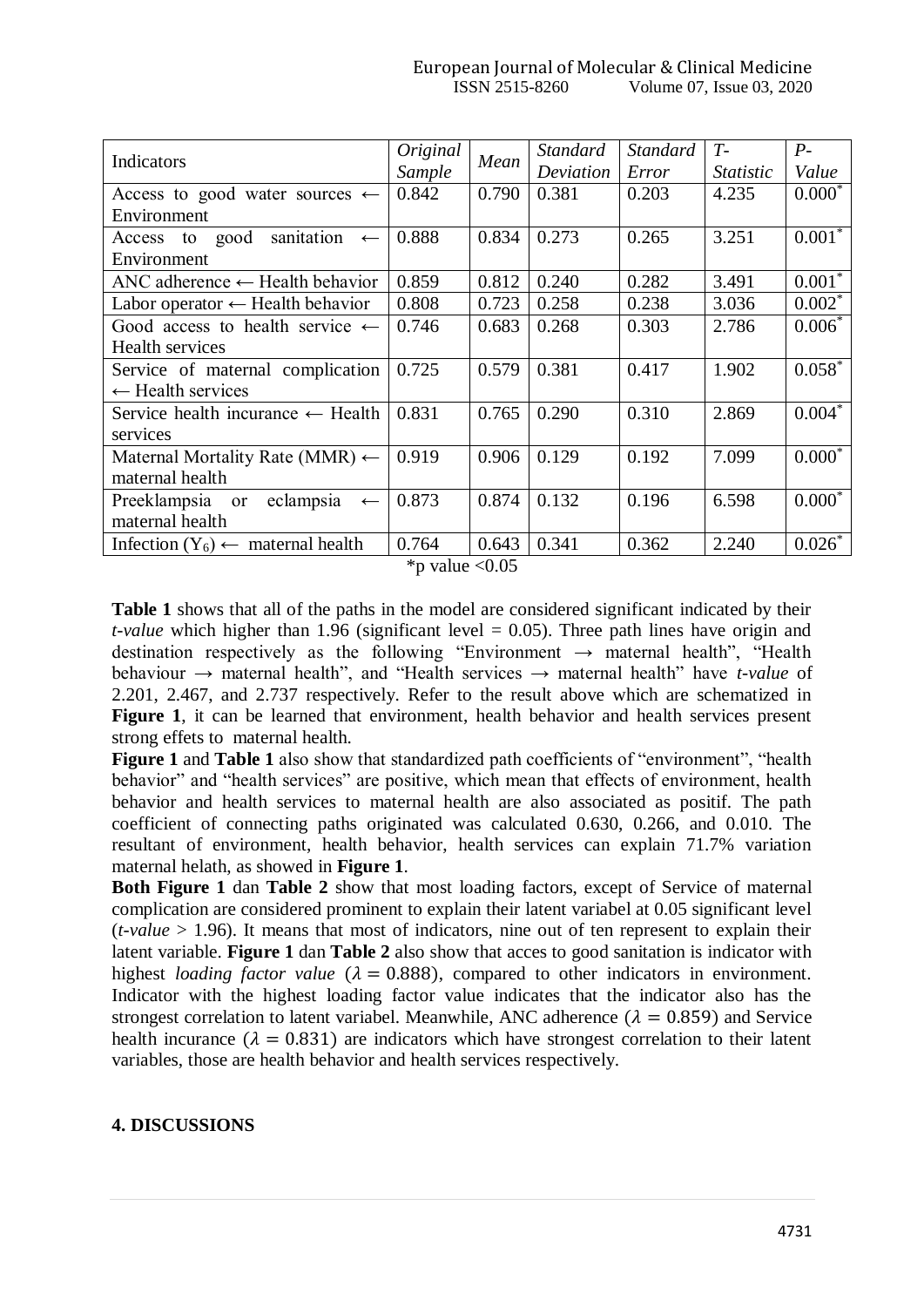| Indicators | *Original Sample* | *Mean* | *Standard Deviation* | *Standard Error* | *T-Statistic* | *P-Value* |
|---|---|---|---|---|---|---|
| Access to good water sources ← Environment | 0.842 | 0.790 | 0.381 | 0.203 | 4.235 | 0.000* |
| Access to good sanitation ← Environment | 0.888 | 0.834 | 0.273 | 0.265 | 3.251 | 0.001* |
| ANC adherence ← Health behavior | 0.859 | 0.812 | 0.240 | 0.282 | 3.491 | 0.001* |
| Labor operator ← Health behavior | 0.808 | 0.723 | 0.258 | 0.238 | 3.036 | 0.002* |
| Good access to health service ← Health services | 0.746 | 0.683 | 0.268 | 0.303 | 2.786 | 0.006* |
| Service of maternal complication ← Health services | 0.725 | 0.579 | 0.381 | 0.417 | 1.902 | 0.058* |
| Service health incurance ← Health services | 0.831 | 0.765 | 0.290 | 0.310 | 2.869 | 0.004* |
| Maternal Mortality Rate (MMR) ← maternal health | 0.919 | 0.906 | 0.129 | 0.192 | 7.099 | 0.000* |
| Preeklampsia or eclampsia ← maternal health | 0.873 | 0.874 | 0.132 | 0.196 | 6.598 | 0.000* |
| Infection ($Y_6$) ← maternal health | 0.764 | 0.643 | 0.341 | 0.362 | 2.240 | 0.026* |

*p value <0.05

**Table 1** shows that all of the paths in the model are considered significant indicated by their *t-value* which higher than 1.96 (significant level = 0.05). Three path lines have origin and destination respectively as the following "Environment → maternal health", "Health behaviour → maternal health", and "Health services → maternal health" have *t-value* of 2.201, 2.467, and 2.737 respectively. Refer to the result above which are schematized in **Figure 1**, it can be learned that environment, health behavior and health services present strong effets to maternal health.

**Figure 1** and **Table 1** also show that standardized path coefficients of "environment", "health behavior" and "health services" are positive, which mean that effects of environment, health behavior and health services to maternal health are also associated as positif. The path coefficient of connecting paths originated was calculated 0.630, 0.266, and 0.010. The resultant of environment, health behavior, health services can explain 71.7% variation maternal helath, as showed in **Figure 1**.

**Both Figure 1** dan **Table 2** show that most loading factors, except of Service of maternal complication are considered prominent to explain their latent variabel at 0.05 significant level (*t-value* > 1.96). It means that most of indicators, nine out of ten represent to explain their latent variable. **Figure 1** dan **Table 2** also show that acces to good sanitation is indicator with highest *loading factor value* ($\lambda = 0.888$), compared to other indicators in environment. Indicator with the highest loading factor value indicates that the indicator also has the strongest correlation to latent variabel. Meanwhile, ANC adherence ($\lambda = 0.859$) and Service health incurance ($\lambda = 0.831$) are indicators which have strongest correlation to their latent variables, those are health behavior and health services respectively.

## 4. DISCUSSIONS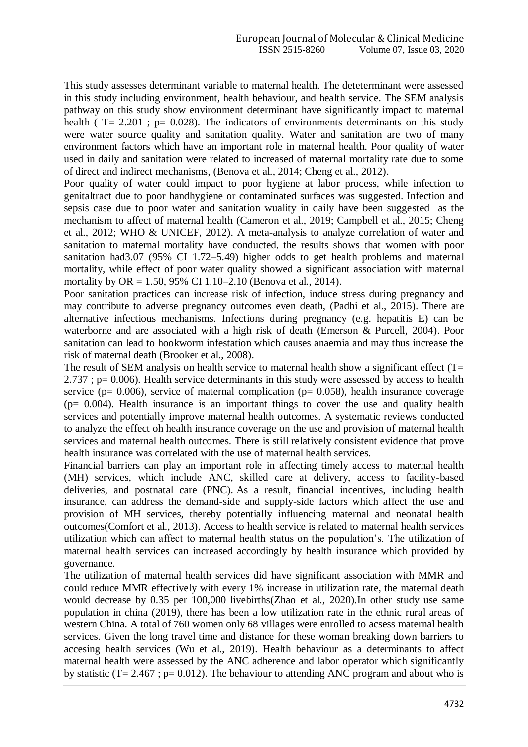This study assesses determinant variable to maternal health. The deteterminant were assessed in this study including environment, health behaviour, and health service. The SEM analysis pathway on this study show environment determinant have significantly impact to maternal health ( T= 2.201 ; p= 0.028). The indicators of environments determinants on this study were water source quality and sanitation quality. Water and sanitation are two of many environment factors which have an important role in maternal health. Poor quality of water used in daily and sanitation were related to increased of maternal mortality rate due to some of direct and indirect mechanisms, (Benova et al., 2014; Cheng et al., 2012).

Poor quality of water could impact to poor hygiene at labor process, while infection to genitaltract due to poor handhygiene or contaminated surfaces was suggested. Infection and sepsis case due to poor water and sanitation wuality in daily have been suggested as the mechanism to affect of maternal health (Cameron et al., 2019; Campbell et al., 2015; Cheng et al., 2012; WHO & UNICEF, 2012). A meta-analysis to analyze correlation of water and sanitation to maternal mortality have conducted, the results shows that women with poor sanitation had3.07 (95% CI 1.72–5.49) higher odds to get health problems and maternal mortality, while effect of poor water quality showed a significant association with maternal mortality by OR = 1.50, 95% CI 1.10–2.10 (Benova et al., 2014).

Poor sanitation practices can increase risk of infection, induce stress during pregnancy and may contribute to adverse pregnancy outcomes even death, (Padhi et al., 2015). There are alternative infectious mechanisms. Infections during pregnancy (e.g. hepatitis E) can be waterborne and are associated with a high risk of death (Emerson & Purcell, 2004). Poor sanitation can lead to hookworm infestation which causes anaemia and may thus increase the risk of maternal death (Brooker et al., 2008).

The result of SEM analysis on health service to maternal health show a significant effect (T= 2.737 ; p= 0.006). Health service determinants in this study were assessed by access to health service (p= 0.006), service of maternal complication (p= 0.058), health insurance coverage (p= 0.004). Health insurance is an important things to cover the use and quality health services and potentially improve maternal health outcomes. A systematic reviews conducted to analyze the effect oh health insurance coverage on the use and provision of maternal health services and maternal health outcomes. There is still relatively consistent evidence that prove health insurance was correlated with the use of maternal health services.

Financial barriers can play an important role in affecting timely access to maternal health (MH) services, which include ANC, skilled care at delivery, access to facility-based deliveries, and postnatal care (PNC). As a result, financial incentives, including health insurance, can address the demand-side and supply-side factors which affect the use and provision of MH services, thereby potentially influencing maternal and neonatal health outcomes(Comfort et al., 2013). Access to health service is related to maternal health services utilization which can affect to maternal health status on the population's. The utilization of maternal health services can increased accordingly by health insurance which provided by governance.

The utilization of maternal health services did have significant association with MMR and could reduce MMR effectively with every 1% increase in utilization rate, the maternal death would decrease by 0.35 per 100,000 livebirths(Zhao et al., 2020).In other study use same population in china (2019), there has been a low utilization rate in the ethnic rural areas of western China. A total of 760 women only 68 villages were enrolled to acsess maternal health services. Given the long travel time and distance for these woman breaking down barriers to accesing health services (Wu et al., 2019). Health behaviour as a determinants to affect maternal health were assessed by the ANC adherence and labor operator which significantly by statistic (T= 2.467 ; p= 0.012). The behaviour to attending ANC program and about who is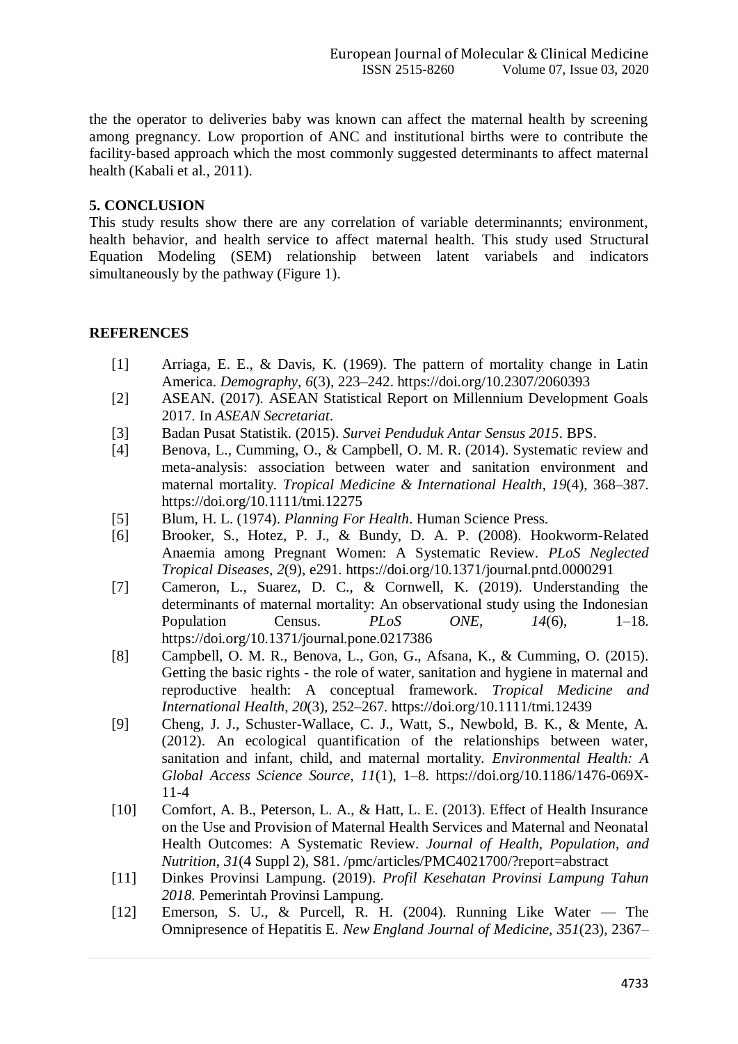the the operator to deliveries baby was known can affect the maternal health by screening among pregnancy. Low proportion of ANC and institutional births were to contribute the facility-based approach which the most commonly suggested determinants to affect maternal health (Kabali et al., 2011).

## 5. CONCLUSION

This study results show there are any correlation of variable determinannts; environment, health behavior, and health service to affect maternal health. This study used Structural Equation Modeling (SEM) relationship between latent variabels and indicators simultaneously by the pathway (Figure 1).

## REFERENCES

[1] Arriaga, E. E., & Davis, K. (1969). The pattern of mortality change in Latin America. *Demography*, *6*(3), 223–242. https://doi.org/10.2307/2060393

[2] ASEAN. (2017). ASEAN Statistical Report on Millennium Development Goals 2017. In *ASEAN Secretariat*.

[3] Badan Pusat Statistik. (2015). *Survei Penduduk Antar Sensus 2015*. BPS.

[4] Benova, L., Cumming, O., & Campbell, O. M. R. (2014). Systematic review and meta-analysis: association between water and sanitation environment and maternal mortality. *Tropical Medicine & International Health*, *19*(4), 368–387. https://doi.org/10.1111/tmi.12275

[5] Blum, H. L. (1974). *Planning For Health*. Human Science Press.

[6] Brooker, S., Hotez, P. J., & Bundy, D. A. P. (2008). Hookworm-Related Anaemia among Pregnant Women: A Systematic Review. *PLoS Neglected Tropical Diseases*, *2*(9), e291. https://doi.org/10.1371/journal.pntd.0000291

[7] Cameron, L., Suarez, D. C., & Cornwell, K. (2019). Understanding the determinants of maternal mortality: An observational study using the Indonesian Population Census. *PLoS ONE*, *14*(6), 1–18. https://doi.org/10.1371/journal.pone.0217386

[8] Campbell, O. M. R., Benova, L., Gon, G., Afsana, K., & Cumming, O. (2015). Getting the basic rights - the role of water, sanitation and hygiene in maternal and reproductive health: A conceptual framework. *Tropical Medicine and International Health*, *20*(3), 252–267. https://doi.org/10.1111/tmi.12439

[9] Cheng, J. J., Schuster-Wallace, C. J., Watt, S., Newbold, B. K., & Mente, A. (2012). An ecological quantification of the relationships between water, sanitation and infant, child, and maternal mortality. *Environmental Health: A Global Access Science Source*, *11*(1), 1–8. https://doi.org/10.1186/1476-069X-11-4

[10] Comfort, A. B., Peterson, L. A., & Hatt, L. E. (2013). Effect of Health Insurance on the Use and Provision of Maternal Health Services and Maternal and Neonatal Health Outcomes: A Systematic Review. *Journal of Health, Population, and Nutrition*, *31*(4 Suppl 2), S81. /pmc/articles/PMC4021700/?report=abstract

[11] Dinkes Provinsi Lampung. (2019). *Profil Kesehatan Provinsi Lampung Tahun 2018*. Pemerintah Provinsi Lampung.

[12] Emerson, S. U., & Purcell, R. H. (2004). Running Like Water — The Omnipresence of Hepatitis E. *New England Journal of Medicine*, *351*(23), 2367–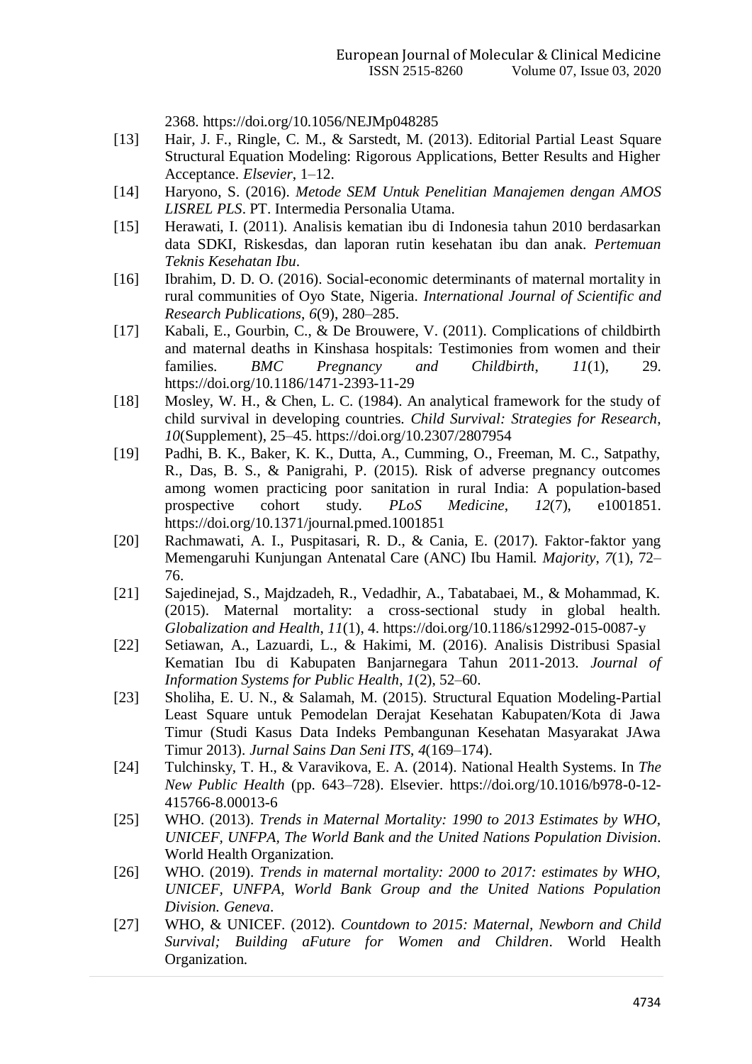2368. https://doi.org/10.1056/NEJMp048285

[13] Hair, J. F., Ringle, C. M., & Sarstedt, M. (2013). Editorial Partial Least Square Structural Equation Modeling: Rigorous Applications, Better Results and Higher Acceptance. *Elsevier*, 1–12.

[14] Haryono, S. (2016). *Metode SEM Untuk Penelitian Manajemen dengan AMOS LISREL PLS*. PT. Intermedia Personalia Utama.

[15] Herawati, I. (2011). Analisis kematian ibu di Indonesia tahun 2010 berdasarkan data SDKI, Riskesdas, dan laporan rutin kesehatan ibu dan anak. *Pertemuan Teknis Kesehatan Ibu*.

[16] Ibrahim, D. D. O. (2016). Social-economic determinants of maternal mortality in rural communities of Oyo State, Nigeria. *International Journal of Scientific and Research Publications*, *6*(9), 280–285.

[17] Kabali, E., Gourbin, C., & De Brouwere, V. (2011). Complications of childbirth and maternal deaths in Kinshasa hospitals: Testimonies from women and their families. *BMC Pregnancy and Childbirth*, *11*(1), 29. https://doi.org/10.1186/1471-2393-11-29

[18] Mosley, W. H., & Chen, L. C. (1984). An analytical framework for the study of child survival in developing countries. *Child Survival: Strategies for Research*, *10*(Supplement), 25–45. https://doi.org/10.2307/2807954

[19] Padhi, B. K., Baker, K. K., Dutta, A., Cumming, O., Freeman, M. C., Satpathy, R., Das, B. S., & Panigrahi, P. (2015). Risk of adverse pregnancy outcomes among women practicing poor sanitation in rural India: A population-based prospective cohort study. *PLoS Medicine*, *12*(7), e1001851. https://doi.org/10.1371/journal.pmed.1001851

[20] Rachmawati, A. I., Puspitasari, R. D., & Cania, E. (2017). Faktor-faktor yang Memengaruhi Kunjungan Antenatal Care (ANC) Ibu Hamil. *Majority*, *7*(1), 72–76.

[21] Sajedinejad, S., Majdzadeh, R., Vedadhir, A., Tabatabaei, M., & Mohammad, K. (2015). Maternal mortality: a cross-sectional study in global health. *Globalization and Health*, *11*(1), 4. https://doi.org/10.1186/s12992-015-0087-y

[22] Setiawan, A., Lazuardi, L., & Hakimi, M. (2016). Analisis Distribusi Spasial Kematian Ibu di Kabupaten Banjarnegara Tahun 2011-2013. *Journal of Information Systems for Public Health*, *1*(2), 52–60.

[23] Sholiha, E. U. N., & Salamah, M. (2015). Structural Equation Modeling-Partial Least Square untuk Pemodelan Derajat Kesehatan Kabupaten/Kota di Jawa Timur (Studi Kasus Data Indeks Pembangunan Kesehatan Masyarakat JAwa Timur 2013). *Jurnal Sains Dan Seni ITS*, *4*(169–174).

[24] Tulchinsky, T. H., & Varavikova, E. A. (2014). National Health Systems. In *The New Public Health* (pp. 643–728). Elsevier. https://doi.org/10.1016/b978-0-12-415766-8.00013-6

[25] WHO. (2013). *Trends in Maternal Mortality: 1990 to 2013 Estimates by WHO, UNICEF, UNFPA, The World Bank and the United Nations Population Division*. World Health Organization.

[26] WHO. (2019). *Trends in maternal mortality: 2000 to 2017: estimates by WHO, UNICEF, UNFPA, World Bank Group and the United Nations Population Division. Geneva*.

[27] WHO, & UNICEF. (2012). *Countdown to 2015: Maternal, Newborn and Child Survival; Building aFuture for Women and Children*. World Health Organization.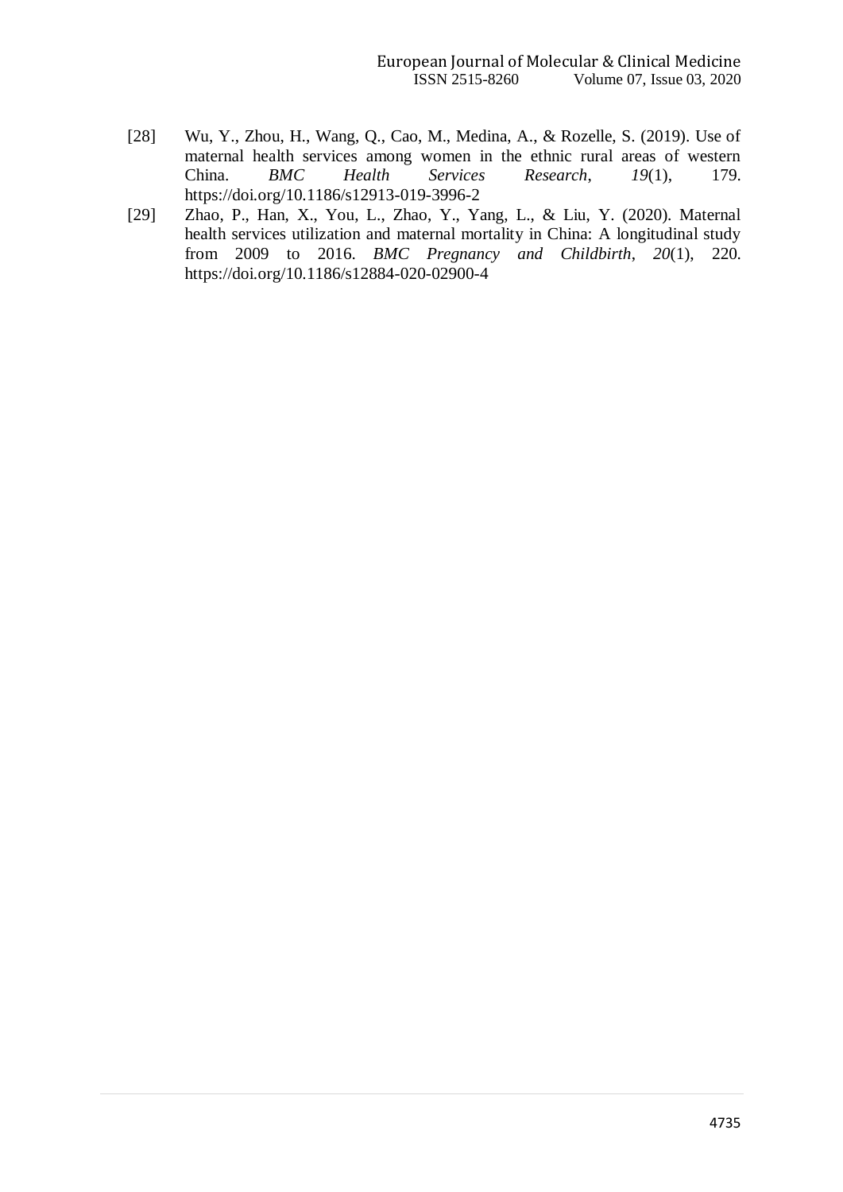[28] Wu, Y., Zhou, H., Wang, Q., Cao, M., Medina, A., & Rozelle, S. (2019). Use of maternal health services among women in the ethnic rural areas of western China. *BMC Health Services Research*, *19*(1), 179. https://doi.org/10.1186/s12913-019-3996-2

[29] Zhao, P., Han, X., You, L., Zhao, Y., Yang, L., & Liu, Y. (2020). Maternal health services utilization and maternal mortality in China: A longitudinal study from 2009 to 2016. *BMC Pregnancy and Childbirth*, *20*(1), 220. https://doi.org/10.1186/s12884-020-02900-4